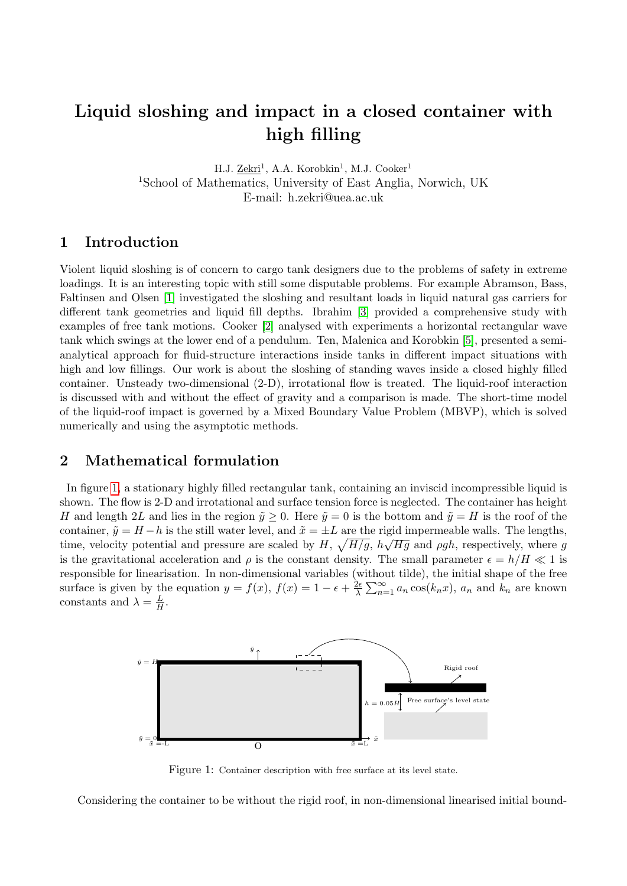# Liquid sloshing and impact in a closed container with high filling

H.J. Zekri[1], A.A. Korobkin[1], M.J. Cooker[1]

[1]School of Mathematics, University of East Anglia, Norwich, UK

E-mail: h.zekri@uea.ac.uk

## 1 Introduction

Violent liquid sloshing is of concern to cargo tank designers due to the problems of safety in extreme loadings. It is an interesting topic with still some disputable problems. For example Abramson, Bass, Faltinsen and Olsen [1] investigated the sloshing and resultant loads in liquid natural gas carriers for different tank geometries and liquid fill depths. Ibrahim [3] provided a comprehensive study with examples of free tank motions. Cooker [2] analysed with experiments a horizontal rectangular wave tank which swings at the lower end of a pendulum. Ten, Malenica and Korobkin [5], presented a semi-analytical approach for fluid-structure interactions inside tanks in different impact situations with high and low fillings. Our work is about the sloshing of standing waves inside a closed highly filled container. Unsteady two-dimensional (2-D), irrotational flow is treated. The liquid-roof interaction is discussed with and without the effect of gravity and a comparison is made. The short-time model of the liquid-roof impact is governed by a Mixed Boundary Value Problem (MBVP), which is solved numerically and using the asymptotic methods.

## 2 Mathematical formulation

In figure 1, a stationary highly filled rectangular tank, containing an inviscid incompressible liquid is shown. The flow is 2-D and irrotational and surface tension force is neglected. The container has height $H$ and length $2L$ and lies in the region $\tilde{y} \geq 0$. Here $\tilde{y} = 0$ is the bottom and $\tilde{y} = H$ is the roof of the container, $\tilde{y} = H - h$ is the still water level, and $\tilde{x} = \pm L$ are the rigid impermeable walls. The lengths, time, velocity potential and pressure are scaled by $H$, $\sqrt{H/g}$, $h\sqrt{Hg}$ and $\rho g h$, respectively, where $g$ is the gravitational acceleration and $\rho$ is the constant density. The small parameter $\epsilon = h/H \ll 1$ is responsible for linearisation. In non-dimensional variables (without tilde), the initial shape of the free surface is given by the equation $y = f(x)$, $f(x) = 1 - \epsilon + \frac{2\epsilon}{\lambda} \sum_{n=1}^{\infty} a_n \cos(k_n x)$, $a_n$ and $k_n$ are known constants and $\lambda = \frac{L}{H}$.

Figure 1: Container description with free surface at its level state.

Considering the container to be without the rigid roof, in non-dimensional linearised initial bound-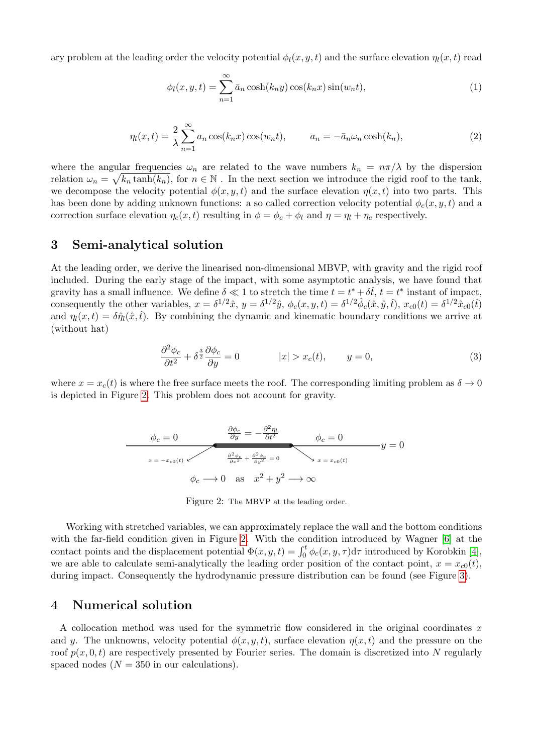ary problem at the leading order the velocity potential $\phi_l(x,y,t)$ and the surface elevation $\eta_l(x,t)$ read

$$\phi_l(x,y,t) = \sum_{n=1}^{\infty} \bar{a}_n \cosh(k_n y)\cos(k_n x)\sin(w_n t), \tag{1}$$

$$\eta_l(x,t) = \frac{2}{\lambda}\sum_{n=1}^{\infty} a_n \cos(k_n x)\cos(w_n t), \qquad a_n = -\bar{a}_n \omega_n \cosh(k_n), \tag{2}$$

where the angular frequencies $\omega_n$ are related to the wave numbers $k_n = n\pi/\lambda$ by the dispersion relation $\omega_n = \sqrt{k_n \tanh(k_n)}$, for $n \in \mathbb{N}$ . In the next section we introduce the rigid roof to the tank, we decompose the velocity potential $\phi(x,y,t)$ and the surface elevation $\eta(x,t)$ into two parts. This has been done by adding unknown functions: a so called correction velocity potential $\phi_c(x,y,t)$ and a correction surface elevation $\eta_c(x,t)$ resulting in $\phi = \phi_c + \phi_l$ and $\eta = \eta_l + \eta_c$ respectively.

## 3 Semi-analytical solution

At the leading order, we derive the linearised non-dimensional MBVP, with gravity and the rigid roof included. During the early stage of the impact, with some asymptotic analysis, we have found that gravity has a small influence. We define $\delta \ll 1$ to stretch the time $t = t^* + \delta\hat{t}$, $t = t^*$ instant of impact, consequently the other variables, $x = \delta^{1/2}\hat{x}$, $y = \delta^{1/2}\hat{y}$, $\phi_c(x,y,t) = \delta^{1/2}\hat{\phi}_c(\hat{x},\hat{y},\hat{t})$, $x_{c0}(t) = \delta^{1/2}\hat{x}_{c0}(\hat{t})$ and $\eta_l(x,t) = \delta\hat{\eta}_l(\hat{x},\hat{t})$. By combining the dynamic and kinematic boundary conditions we arrive at (without hat)

$$\frac{\partial^2 \phi_c}{\partial t^2} + \delta^{\frac{3}{2}}\frac{\partial \phi_c}{\partial y} = 0 \qquad\qquad |x| > x_c(t), \qquad y = 0, \tag{3}$$

where $x = x_c(t)$ is where the free surface meets the roof. The corresponding limiting problem as $\delta \to 0$ is depicted in Figure 2. This problem does not account for gravity.

Figure 2: The MBVP at the leading order.

Working with stretched variables, we can approximately replace the wall and the bottom conditions with the far-field condition given in Figure 2. With the condition introduced by Wagner [6] at the contact points and the displacement potential $\Phi(x,y,t) = \int_0^t \phi_c(x,y,\tau)\mathrm{d}\tau$ introduced by Korobkin [4], we are able to calculate semi-analytically the leading order position of the contact point, $x = x_{c0}(t)$, during impact. Consequently the hydrodynamic pressure distribution can be found (see Figure 3).

## 4 Numerical solution

A collocation method was used for the symmetric flow considered in the original coordinates $x$ and $y$. The unknowns, velocity potential $\phi(x,y,t)$, surface elevation $\eta(x,t)$ and the pressure on the roof $p(x,0,t)$ are respectively presented by Fourier series. The domain is discretized into $N$ regularly spaced nodes ($N = 350$ in our calculations).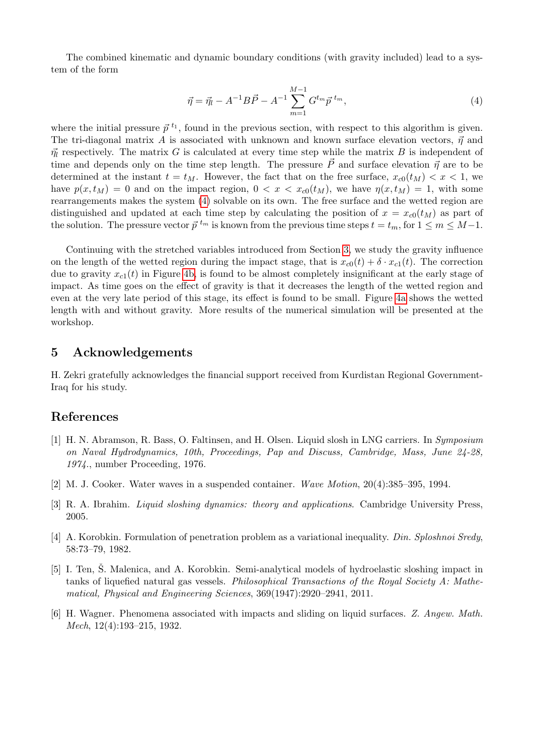The combined kinematic and dynamic boundary conditions (with gravity included) lead to a system of the form

$$\vec{\eta} = \vec{\eta}_l - A^{-1}B\vec{P} - A^{-1}\sum_{m=1}^{M-1} G^{t_m}\vec{p}^{\,t_m}, \tag{4}$$

where the initial pressure $\vec{p}^{\,t_1}$, found in the previous section, with respect to this algorithm is given. The tri-diagonal matrix $A$ is associated with unknown and known surface elevation vectors, $\vec{\eta}$ and $\vec{\eta}_l$ respectively. The matrix $G$ is calculated at every time step while the matrix $B$ is independent of time and depends only on the time step length. The pressure $\vec{P}$ and surface elevation $\vec{\eta}$ are to be determined at the instant $t = t_M$. However, the fact that on the free surface, $x_{c0}(t_M) < x < 1$, we have $p(x, t_M) = 0$ and on the impact region, $0 < x < x_{c0}(t_M)$, we have $\eta(x, t_M) = 1$, with some rearrangements makes the system (4) solvable on its own. The free surface and the wetted region are distinguished and updated at each time step by calculating the position of $x = x_{c0}(t_M)$ as part of the solution. The pressure vector $\vec{p}^{\,t_m}$ is known from the previous time steps $t = t_m$, for $1 \leq m \leq M-1$.

Continuing with the stretched variables introduced from Section 3, we study the gravity influence on the length of the wetted region during the impact stage, that is $x_{c0}(t) + \delta \cdot x_{c1}(t)$. The correction due to gravity $x_{c1}(t)$ in Figure 4b, is found to be almost completely insignificant at the early stage of impact. As time goes on the effect of gravity is that it decreases the length of the wetted region and even at the very late period of this stage, its effect is found to be small. Figure 4a shows the wetted length with and without gravity. More results of the numerical simulation will be presented at the workshop.

## 5 Acknowledgements

H. Zekri gratefully acknowledges the financial support received from Kurdistan Regional Government-Iraq for his study.

## References

[1] H. N. Abramson, R. Bass, O. Faltinsen, and H. Olsen. Liquid slosh in LNG carriers. In *Symposium on Naval Hydrodynamics, 10th, Proceedings, Pap and Discuss, Cambridge, Mass, June 24-28, 1974.*, number Proceeding, 1976.

[2] M. J. Cooker. Water waves in a suspended container. *Wave Motion*, 20(4):385–395, 1994.

[3] R. A. Ibrahim. *Liquid sloshing dynamics: theory and applications*. Cambridge University Press, 2005.

[4] A. Korobkin. Formulation of penetration problem as a variational inequality. *Din. Sploshnoi Sredy*, 58:73–79, 1982.

[5] I. Ten, Š. Malenica, and A. Korobkin. Semi-analytical models of hydroelastic sloshing impact in tanks of liquefied natural gas vessels. *Philosophical Transactions of the Royal Society A: Mathematical, Physical and Engineering Sciences*, 369(1947):2920–2941, 2011.

[6] H. Wagner. Phenomena associated with impacts and sliding on liquid surfaces. *Z. Angew. Math. Mech*, 12(4):193–215, 1932.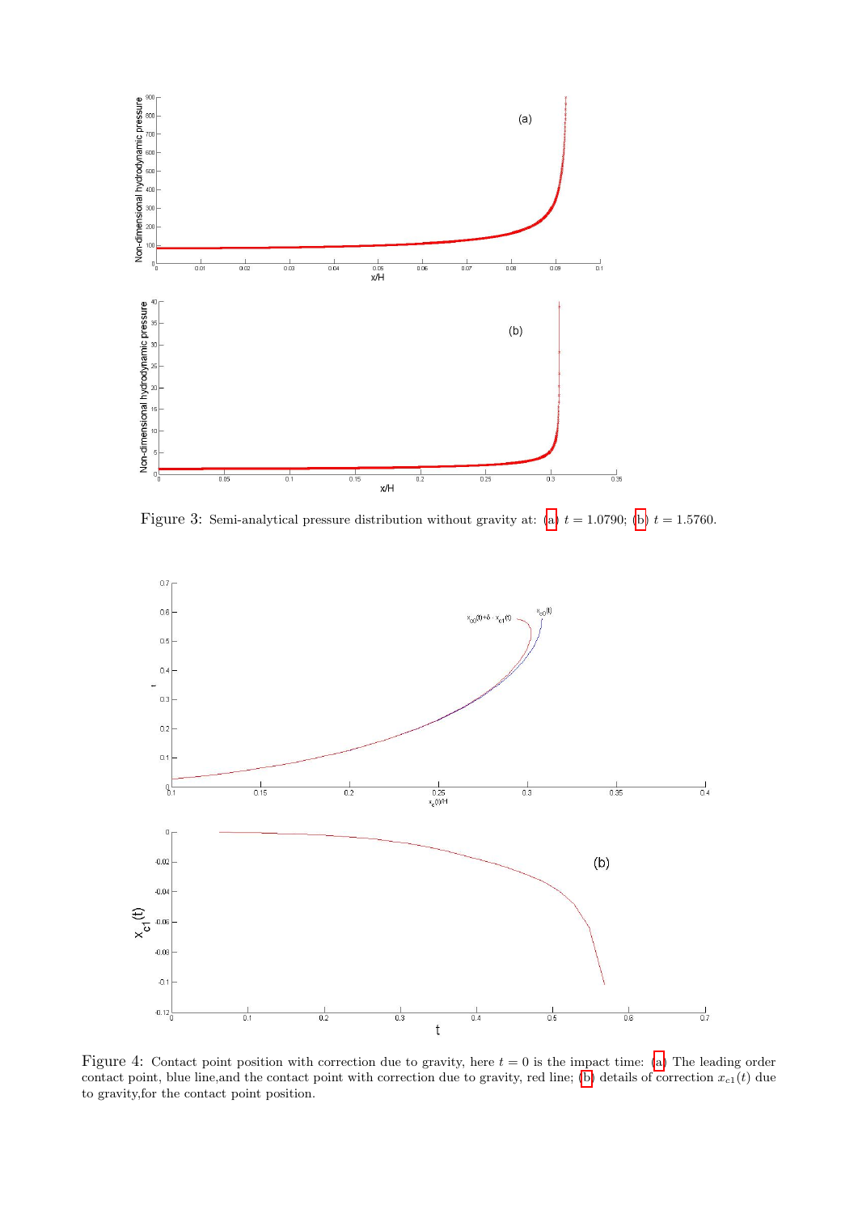(a)

Non-dimensional hydrodynamic pressure

0 100 200 300 400 500 600 700 800 900

0 0.01 0.02 0.03 0.04 0.05 0.06 0.07 0.08 0.09 0.1

x/H

(b)

Non-dimensional hydrodynamic pressure

0 5 10 15 20 25 30 35 40

0 0.05 0.1 0.15 0.2 0.25 0.3 0.35

x/H

Figure 3: Semi-analytical pressure distribution without gravity at: (a) $t = 1.0790$; (b) $t = 1.5760$.

$x_{c0}(t)+\delta \cdot x_{c1}(t)$

$x_{c0}(t)$

t

0 0.1 0.2 0.3 0.4 0.5 0.6 0.7

0.1 0.15 0.2 0.25 0.3 0.35 0.4

$x_c(t)/H$

(b)

$x_{c1}(t)$

0 -0.02 -0.04 -0.06 -0.08 -0.1 -0.12

0 0.1 0.2 0.3 0.4 0.5 0.6 0.7

t

Figure 4: Contact point position with correction due to gravity, here $t = 0$ is the impact time: (a) The leading order contact point, blue line,and the contact point with correction due to gravity, red line; (b) details of correction $x_{c1}(t)$ due to gravity,for the contact point position.